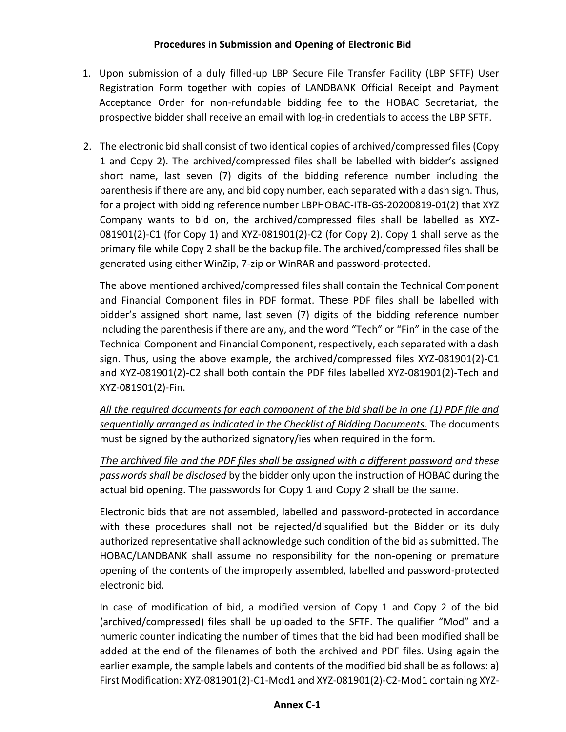**Procedures in Submission and Opening of Electronic Bid**

1. Upon submission of a duly filled-up LBP Secure File Transfer Facility (LBP SFTF) User Registration Form together with copies of LANDBANK Official Receipt and Payment Acceptance Order for non-refundable bidding fee to the HOBAC Secretariat, the prospective bidder shall receive an email with log-in credentials to access the LBP SFTF.

2. The electronic bid shall consist of two identical copies of archived/compressed files (Copy 1 and Copy 2). The archived/compressed files shall be labelled with bidder's assigned short name, last seven (7) digits of the bidding reference number including the parenthesis if there are any, and bid copy number, each separated with a dash sign. Thus, for a project with bidding reference number LBPHOBAC-ITB-GS-20200819-01(2) that XYZ Company wants to bid on, the archived/compressed files shall be labelled as XYZ-081901(2)-C1 (for Copy 1) and XYZ-081901(2)-C2 (for Copy 2). Copy 1 shall serve as the primary file while Copy 2 shall be the backup file. The archived/compressed files shall be generated using either WinZip, 7-zip or WinRAR and password-protected.

   The above mentioned archived/compressed files shall contain the Technical Component and Financial Component files in PDF format. These PDF files shall be labelled with bidder's assigned short name, last seven (7) digits of the bidding reference number including the parenthesis if there are any, and the word "Tech" or "Fin" in the case of the Technical Component and Financial Component, respectively, each separated with a dash sign. Thus, using the above example, the archived/compressed files XYZ-081901(2)-C1 and XYZ-081901(2)-C2 shall both contain the PDF files labelled XYZ-081901(2)-Tech and XYZ-081901(2)-Fin.

   *<u>All the required documents for each component of the bid shall be in one (1) PDF file and sequentially arranged as indicated in the Checklist of Bidding Documents.</u>* The documents must be signed by the authorized signatory/ies when required in the form.

   *<u>The archived file and the PDF files shall be assigned with a different password</u> and these passwords shall be disclosed* by the bidder only upon the instruction of HOBAC during the actual bid opening. The passwords for Copy 1 and Copy 2 shall be the same.

   Electronic bids that are not assembled, labelled and password-protected in accordance with these procedures shall not be rejected/disqualified but the Bidder or its duly authorized representative shall acknowledge such condition of the bid as submitted. The HOBAC/LANDBANK shall assume no responsibility for the non-opening or premature opening of the contents of the improperly assembled, labelled and password-protected electronic bid.

   In case of modification of bid, a modified version of Copy 1 and Copy 2 of the bid (archived/compressed) files shall be uploaded to the SFTF. The qualifier "Mod" and a numeric counter indicating the number of times that the bid had been modified shall be added at the end of the filenames of both the archived and PDF files. Using again the earlier example, the sample labels and contents of the modified bid shall be as follows: a) First Modification: XYZ-081901(2)-C1-Mod1 and XYZ-081901(2)-C2-Mod1 containing XYZ-

Annex C-1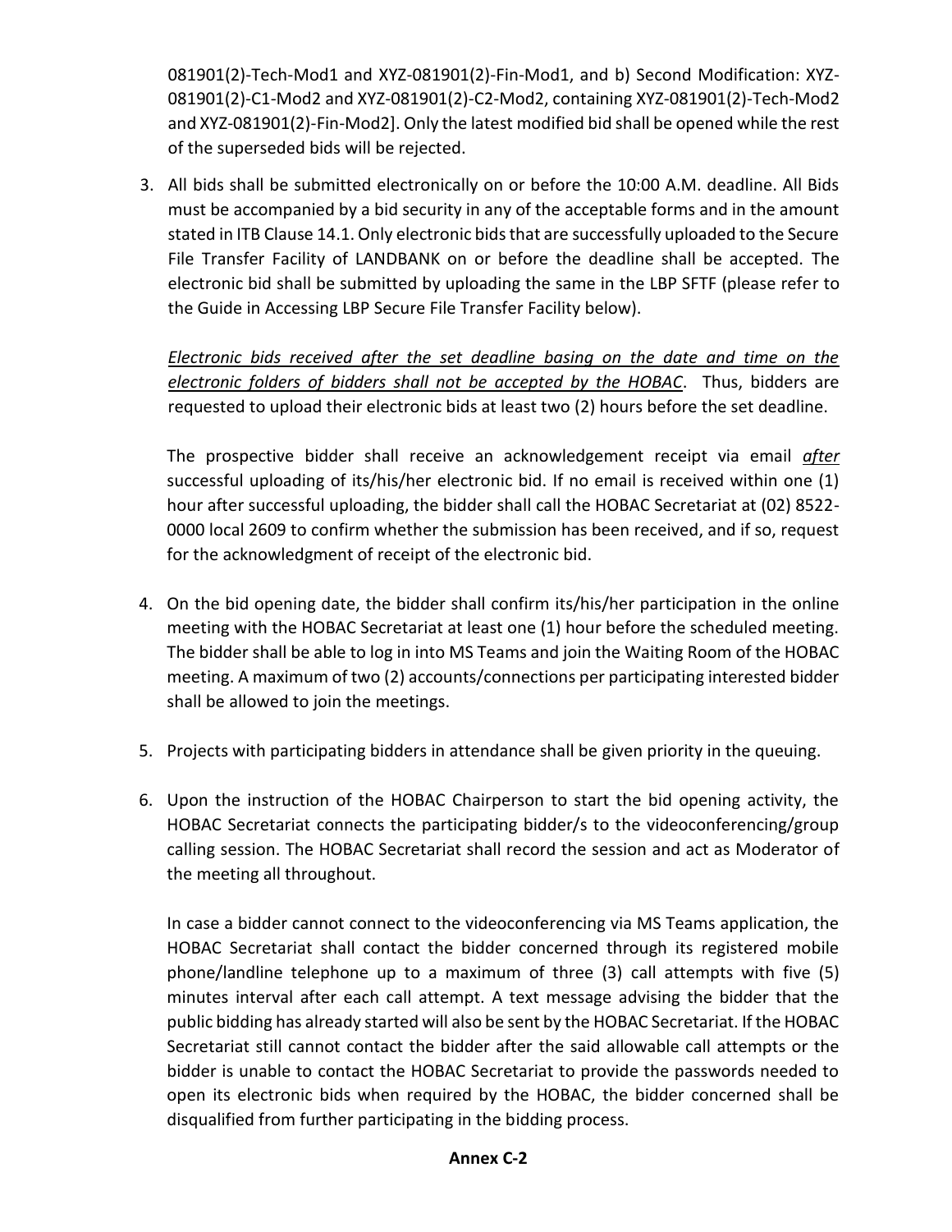081901(2)-Tech-Mod1 and XYZ-081901(2)-Fin-Mod1, and b) Second Modification: XYZ-081901(2)-C1-Mod2 and XYZ-081901(2)-C2-Mod2, containing XYZ-081901(2)-Tech-Mod2 and XYZ-081901(2)-Fin-Mod2]. Only the latest modified bid shall be opened while the rest of the superseded bids will be rejected.

3. All bids shall be submitted electronically on or before the 10:00 A.M. deadline. All Bids must be accompanied by a bid security in any of the acceptable forms and in the amount stated in ITB Clause 14.1. Only electronic bids that are successfully uploaded to the Secure File Transfer Facility of LANDBANK on or before the deadline shall be accepted. The electronic bid shall be submitted by uploading the same in the LBP SFTF (please refer to the Guide in Accessing LBP Secure File Transfer Facility below).

   *Electronic bids received after the set deadline basing on the date and time on the electronic folders of bidders shall not be accepted by the HOBAC*. Thus, bidders are requested to upload their electronic bids at least two (2) hours before the set deadline.

   The prospective bidder shall receive an acknowledgement receipt via email *after* successful uploading of its/his/her electronic bid. If no email is received within one (1) hour after successful uploading, the bidder shall call the HOBAC Secretariat at (02) 8522-0000 local 2609 to confirm whether the submission has been received, and if so, request for the acknowledgment of receipt of the electronic bid.

4. On the bid opening date, the bidder shall confirm its/his/her participation in the online meeting with the HOBAC Secretariat at least one (1) hour before the scheduled meeting. The bidder shall be able to log in into MS Teams and join the Waiting Room of the HOBAC meeting. A maximum of two (2) accounts/connections per participating interested bidder shall be allowed to join the meetings.

5. Projects with participating bidders in attendance shall be given priority in the queuing.

6. Upon the instruction of the HOBAC Chairperson to start the bid opening activity, the HOBAC Secretariat connects the participating bidder/s to the videoconferencing/group calling session. The HOBAC Secretariat shall record the session and act as Moderator of the meeting all throughout.

   In case a bidder cannot connect to the videoconferencing via MS Teams application, the HOBAC Secretariat shall contact the bidder concerned through its registered mobile phone/landline telephone up to a maximum of three (3) call attempts with five (5) minutes interval after each call attempt. A text message advising the bidder that the public bidding has already started will also be sent by the HOBAC Secretariat. If the HOBAC Secretariat still cannot contact the bidder after the said allowable call attempts or the bidder is unable to contact the HOBAC Secretariat to provide the passwords needed to open its electronic bids when required by the HOBAC, the bidder concerned shall be disqualified from further participating in the bidding process.

**Annex C-2**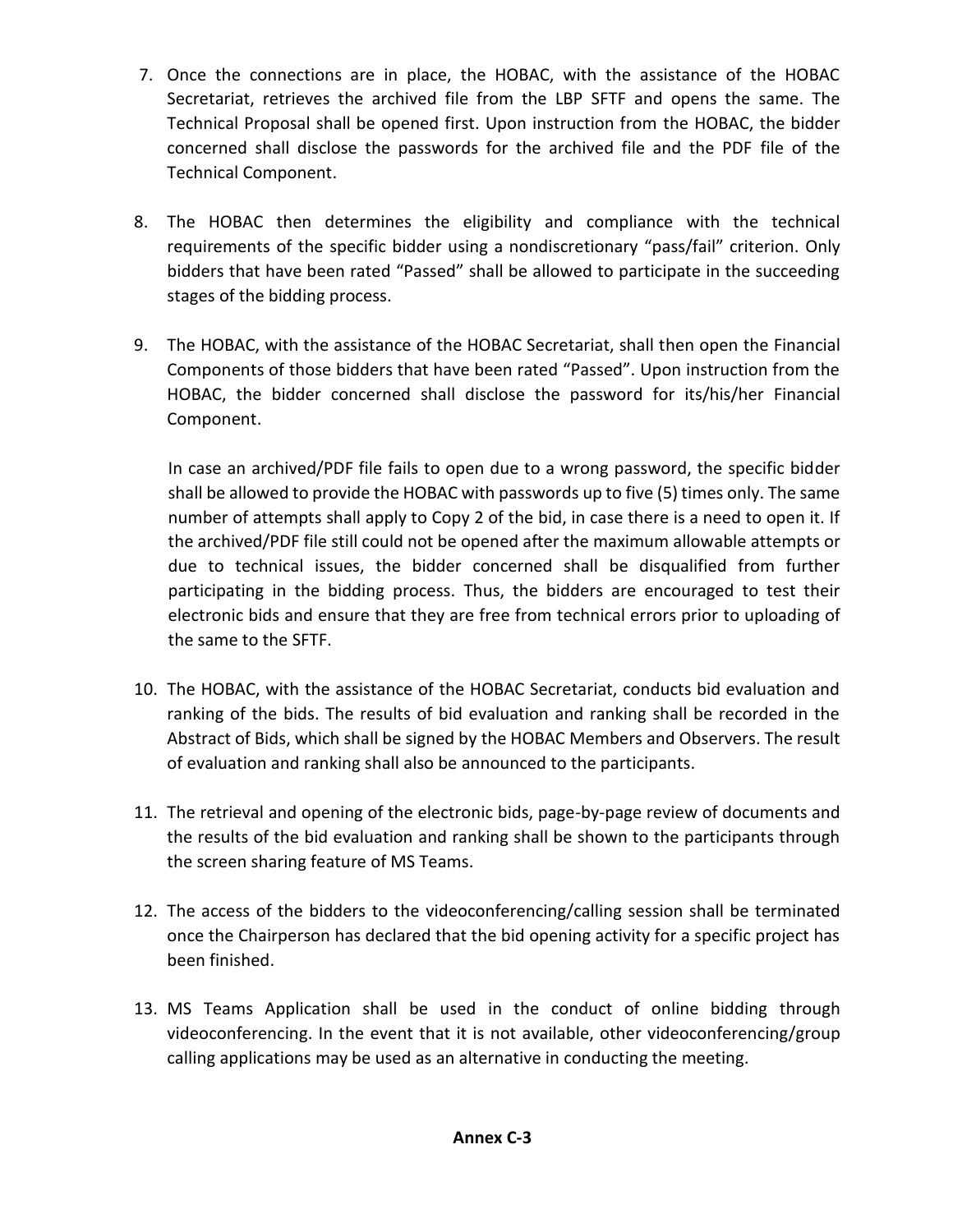7. Once the connections are in place, the HOBAC, with the assistance of the HOBAC Secretariat, retrieves the archived file from the LBP SFTF and opens the same. The Technical Proposal shall be opened first. Upon instruction from the HOBAC, the bidder concerned shall disclose the passwords for the archived file and the PDF file of the Technical Component.

8. The HOBAC then determines the eligibility and compliance with the technical requirements of the specific bidder using a nondiscretionary "pass/fail" criterion. Only bidders that have been rated "Passed" shall be allowed to participate in the succeeding stages of the bidding process.

9. The HOBAC, with the assistance of the HOBAC Secretariat, shall then open the Financial Components of those bidders that have been rated "Passed". Upon instruction from the HOBAC, the bidder concerned shall disclose the password for its/his/her Financial Component.

   In case an archived/PDF file fails to open due to a wrong password, the specific bidder shall be allowed to provide the HOBAC with passwords up to five (5) times only. The same number of attempts shall apply to Copy 2 of the bid, in case there is a need to open it. If the archived/PDF file still could not be opened after the maximum allowable attempts or due to technical issues, the bidder concerned shall be disqualified from further participating in the bidding process. Thus, the bidders are encouraged to test their electronic bids and ensure that they are free from technical errors prior to uploading of the same to the SFTF.

10. The HOBAC, with the assistance of the HOBAC Secretariat, conducts bid evaluation and ranking of the bids. The results of bid evaluation and ranking shall be recorded in the Abstract of Bids, which shall be signed by the HOBAC Members and Observers. The result of evaluation and ranking shall also be announced to the participants.

11. The retrieval and opening of the electronic bids, page-by-page review of documents and the results of the bid evaluation and ranking shall be shown to the participants through the screen sharing feature of MS Teams.

12. The access of the bidders to the videoconferencing/calling session shall be terminated once the Chairperson has declared that the bid opening activity for a specific project has been finished.

13. MS Teams Application shall be used in the conduct of online bidding through videoconferencing. In the event that it is not available, other videoconferencing/group calling applications may be used as an alternative in conducting the meeting.

**Annex C-3**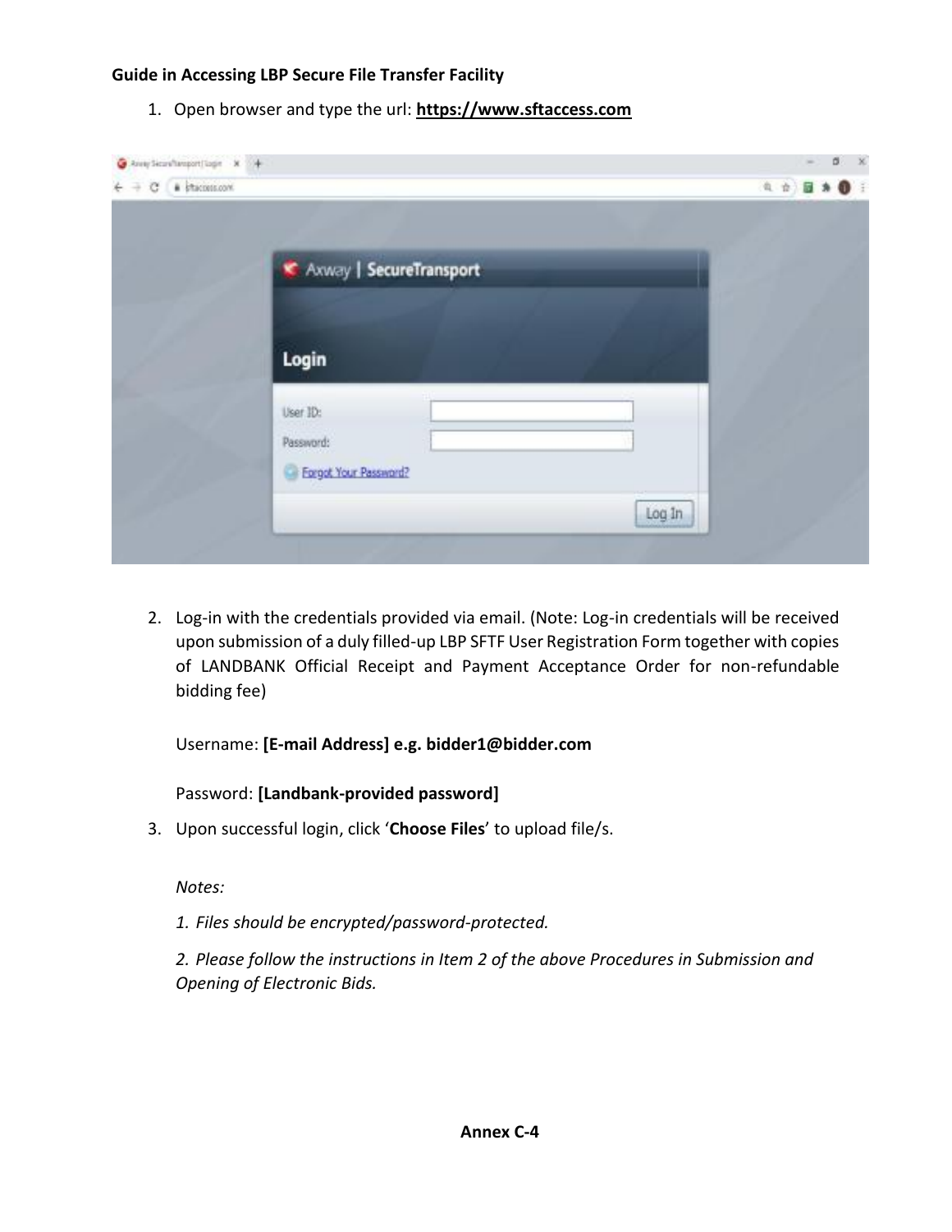**Guide in Accessing LBP Secure File Transfer Facility**

1. Open browser and type the url: **https://www.sftaccess.com**

2. Log-in with the credentials provided via email. (Note: Log-in credentials will be received upon submission of a duly filled-up LBP SFTF User Registration Form together with copies of LANDBANK Official Receipt and Payment Acceptance Order for non-refundable bidding fee)

   Username: **[E-mail Address] e.g. bidder1@bidder.com**

   Password: **[Landbank-provided password]**

3. Upon successful login, click '**Choose Files**' to upload file/s.

   *Notes:*

   *1. Files should be encrypted/password-protected.*

   *2. Please follow the instructions in Item 2 of the above Procedures in Submission and Opening of Electronic Bids.*

**Annex C-4**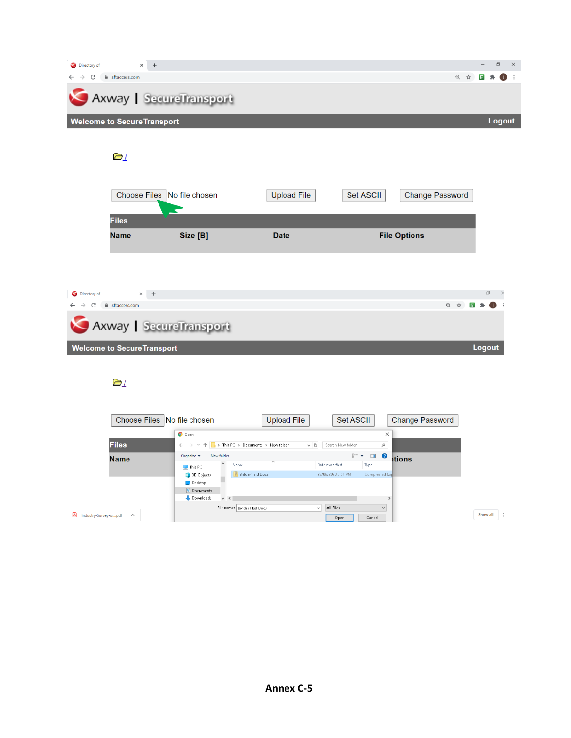Directory of

sftaccess.com

Axway | SecureTransport

Welcome to SecureTransport Logout

/

Choose Files No file chosen Upload File Set ASCII Change Password

| Files | | | |
|---|---|---|---|
| Name | Size [B] | Date | File Options |

Directory of

sftaccess.com

Axway | SecureTransport

Welcome to SecureTransport Logout

/

Choose Files No file chosen Upload File Set ASCII Change Password

| Files | | | |
|---|---|---|---|
| Name | | | File Options |

Open

This PC › Documents › New folder

Search New folder

Organize New folder

This PC
3D Objects
Desktop
Documents
Downloads

| Name | Date modified | Type |
|---|---|---|
| Bidder1 Bid Docs | 25/06/2020 5:51 PM | Compressed (zi |

File name: Bidder1 Bid Docs All Files

Open Cancel

Industry-Survey-o....pdf

Show all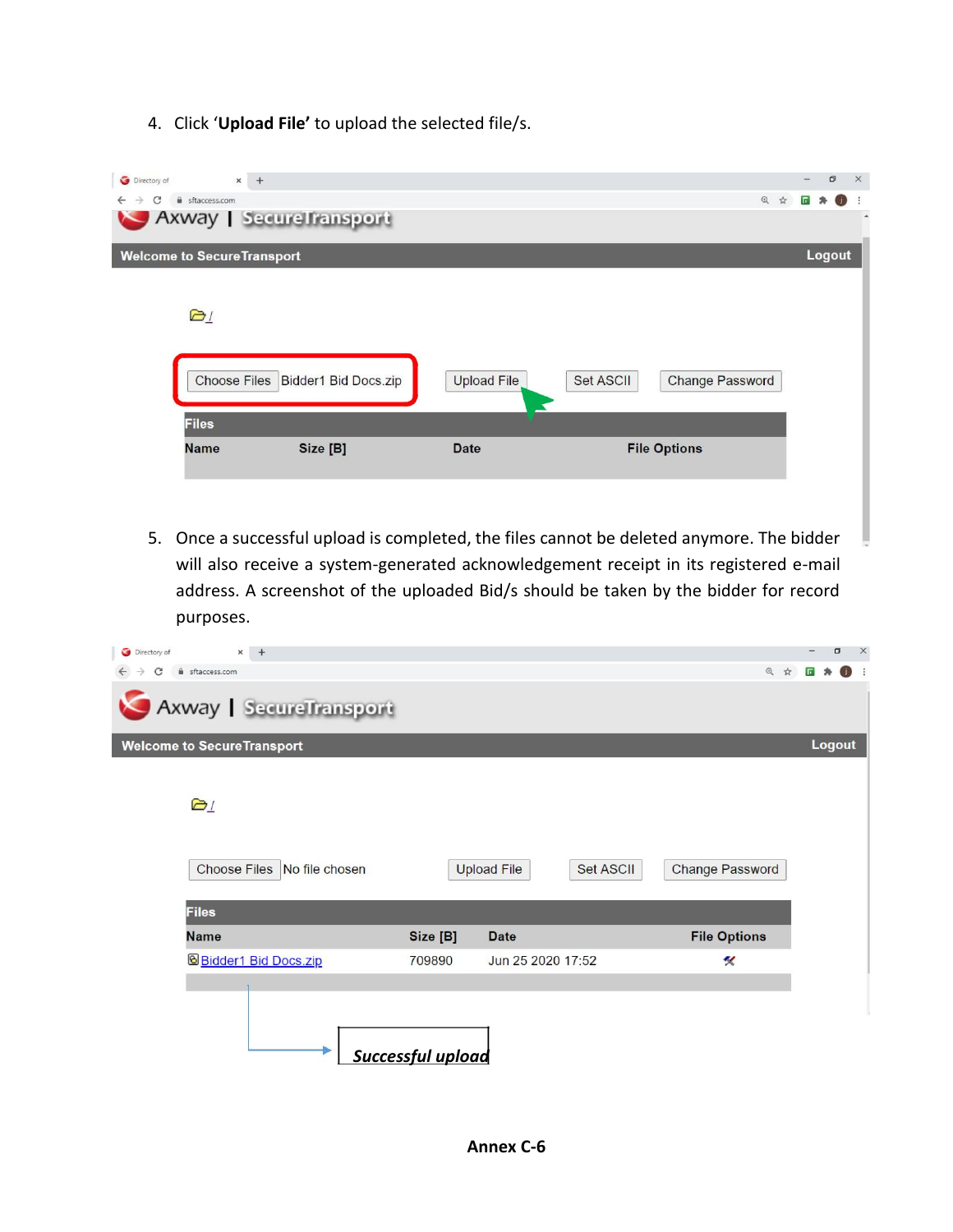4. Click '**Upload File**' to upload the selected file/s.

5. Once a successful upload is completed, the files cannot be deleted anymore. The bidder will also receive a system-generated acknowledgement receipt in its registered e-mail address. A screenshot of the uploaded Bid/s should be taken by the bidder for record purposes.

**Annex C-6**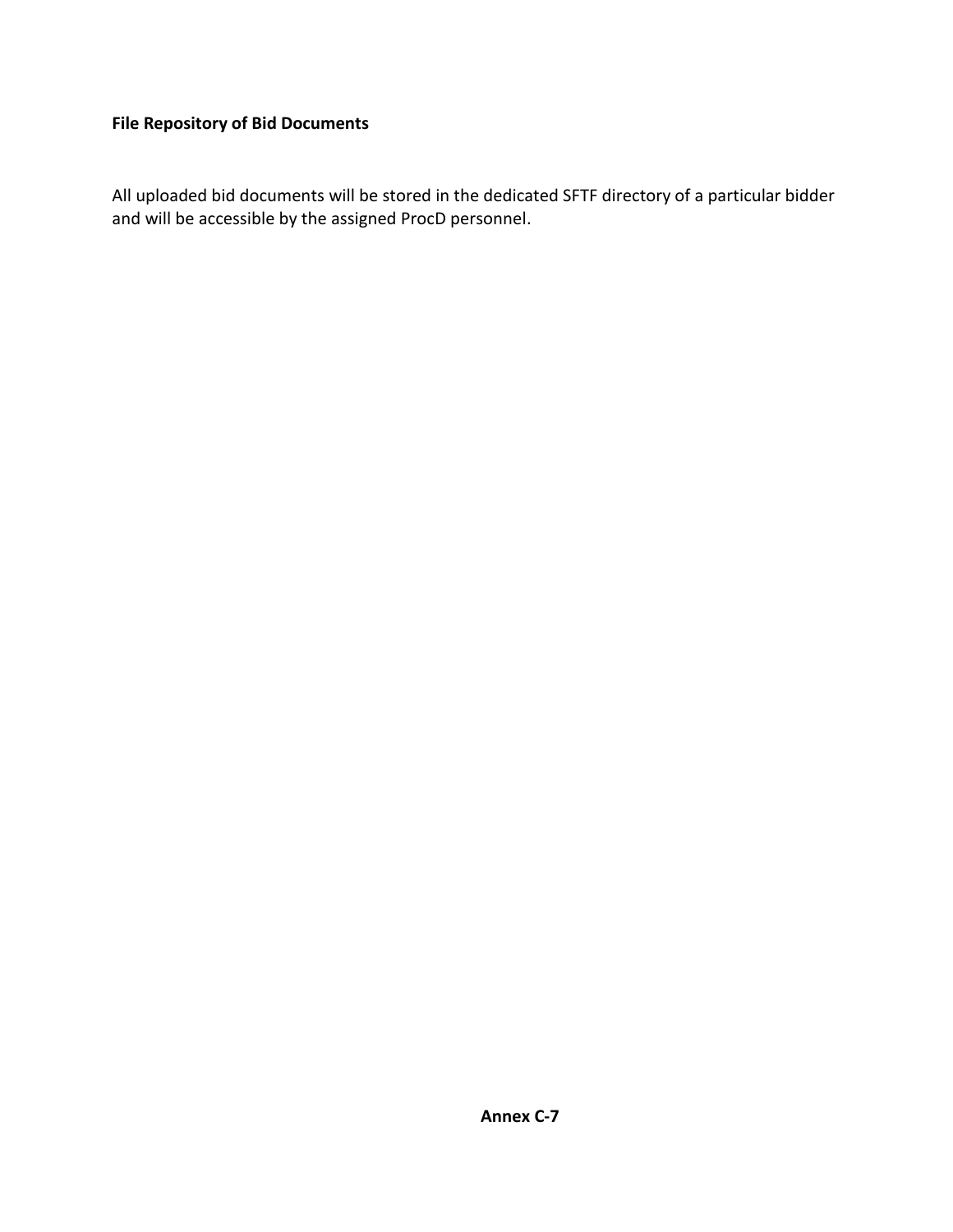**File Repository of Bid Documents**

All uploaded bid documents will be stored in the dedicated SFTF directory of a particular bidder and will be accessible by the assigned ProcD personnel.

**Annex C-7**